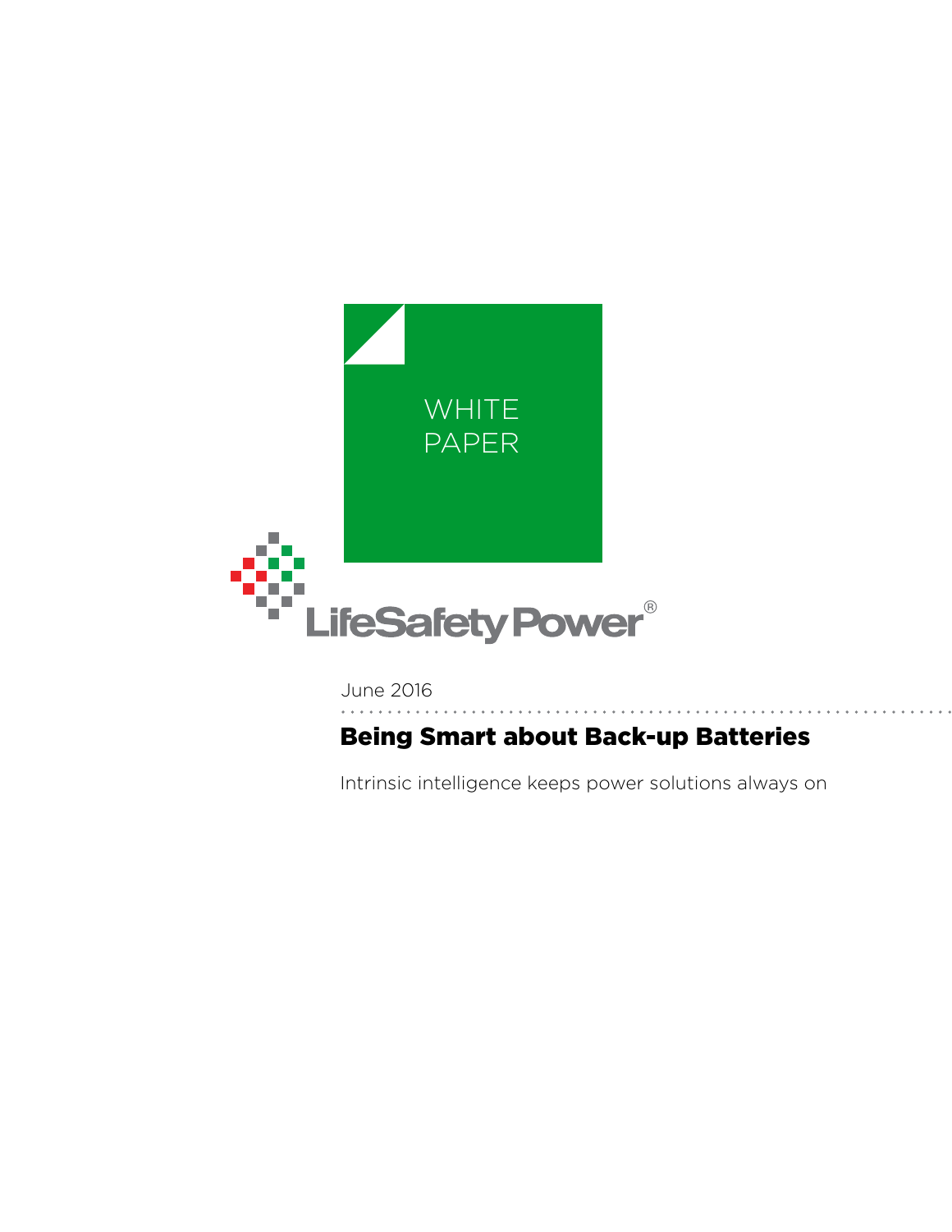WHITE PAPER

LifeSafety Power®

June 2016

# Being Smart about Back-up Batteries

Intrinsic intelligence keeps power solutions always on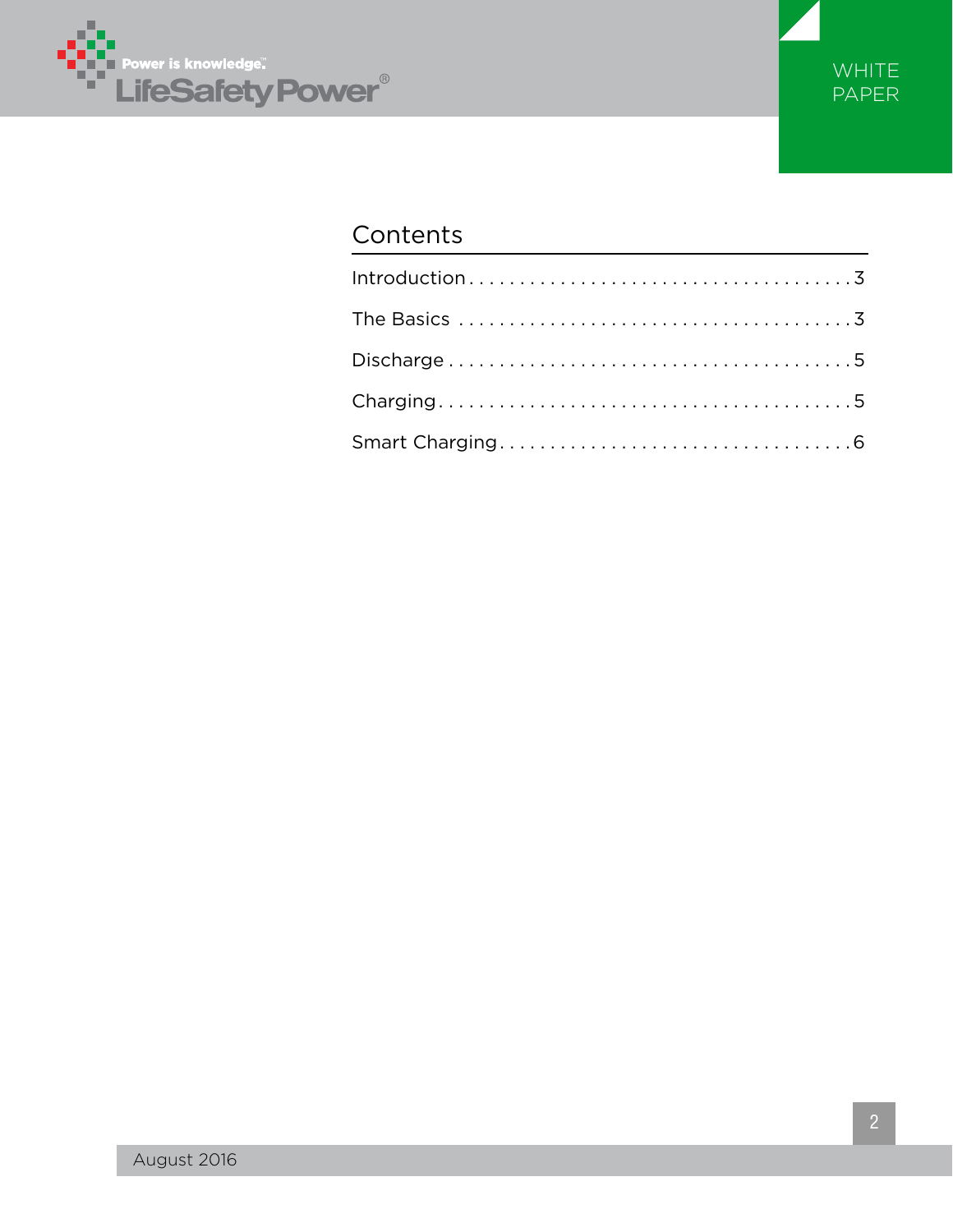## Contents

| | |
|---|---|
| Introduction | 3 |
| The Basics | 3 |
| Discharge | 5 |
| Charging | 5 |
| Smart Charging | 6 |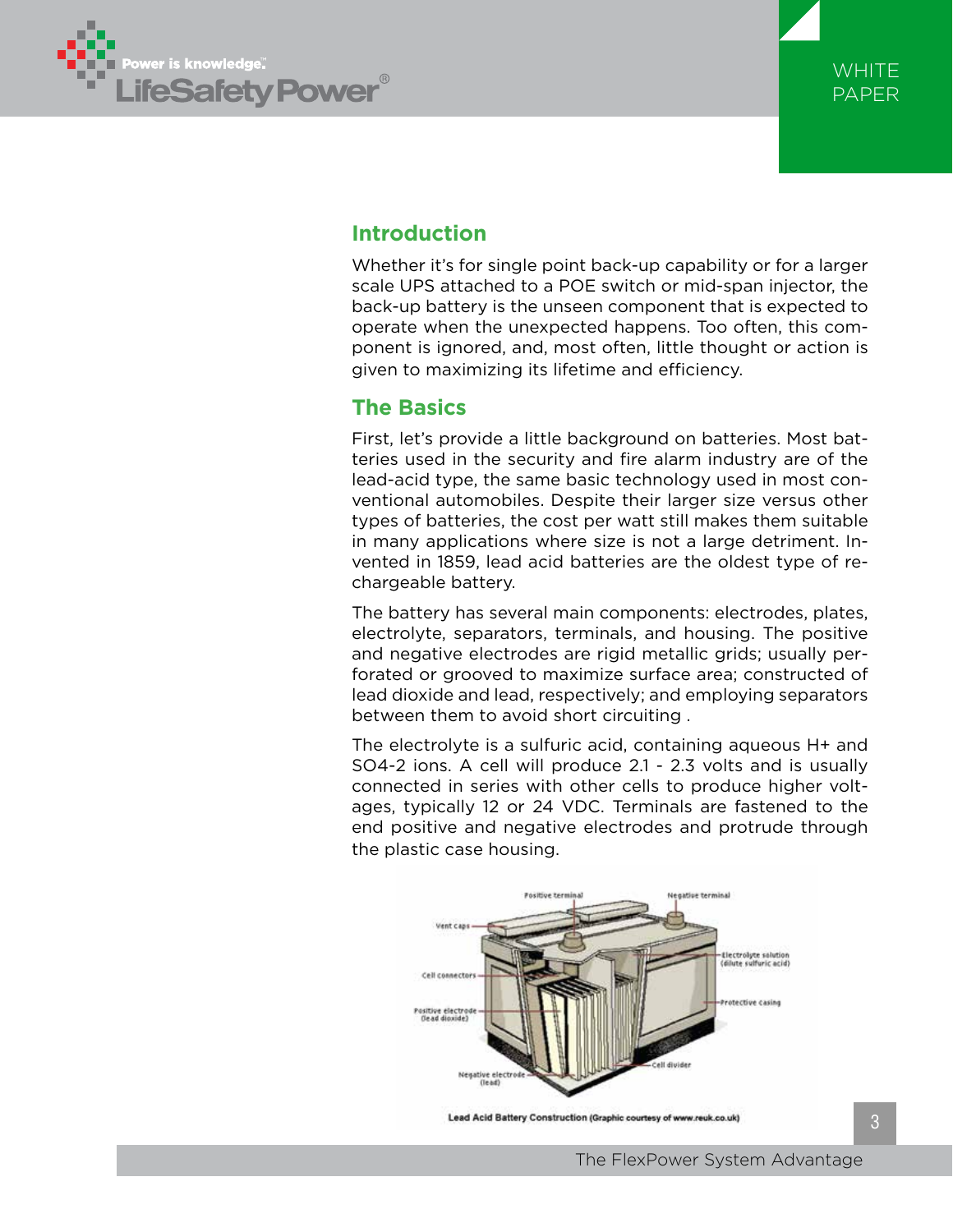## Introduction

Whether it's for single point back-up capability or for a larger scale UPS attached to a POE switch or mid-span injector, the back-up battery is the unseen component that is expected to operate when the unexpected happens. Too often, this component is ignored, and, most often, little thought or action is given to maximizing its lifetime and efficiency.

## The Basics

First, let's provide a little background on batteries. Most batteries used in the security and fire alarm industry are of the lead-acid type, the same basic technology used in most conventional automobiles. Despite their larger size versus other types of batteries, the cost per watt still makes them suitable in many applications where size is not a large detriment. Invented in 1859, lead acid batteries are the oldest type of rechargeable battery.

The battery has several main components: electrodes, plates, electrolyte, separators, terminals, and housing. The positive and negative electrodes are rigid metallic grids; usually perforated or grooved to maximize surface area; constructed of lead dioxide and lead, respectively; and employing separators between them to avoid short circuiting .

The electrolyte is a sulfuric acid, containing aqueous $H^+$ and $SO_4^{-2}$ ions. A cell will produce 2.1 - 2.3 volts and is usually connected in series with other cells to produce higher voltages, typically 12 or 24 VDC. Terminals are fastened to the end positive and negative electrodes and protrude through the plastic case housing.

**Lead Acid Battery Construction** (Graphic courtesy of www.reuk.co.uk)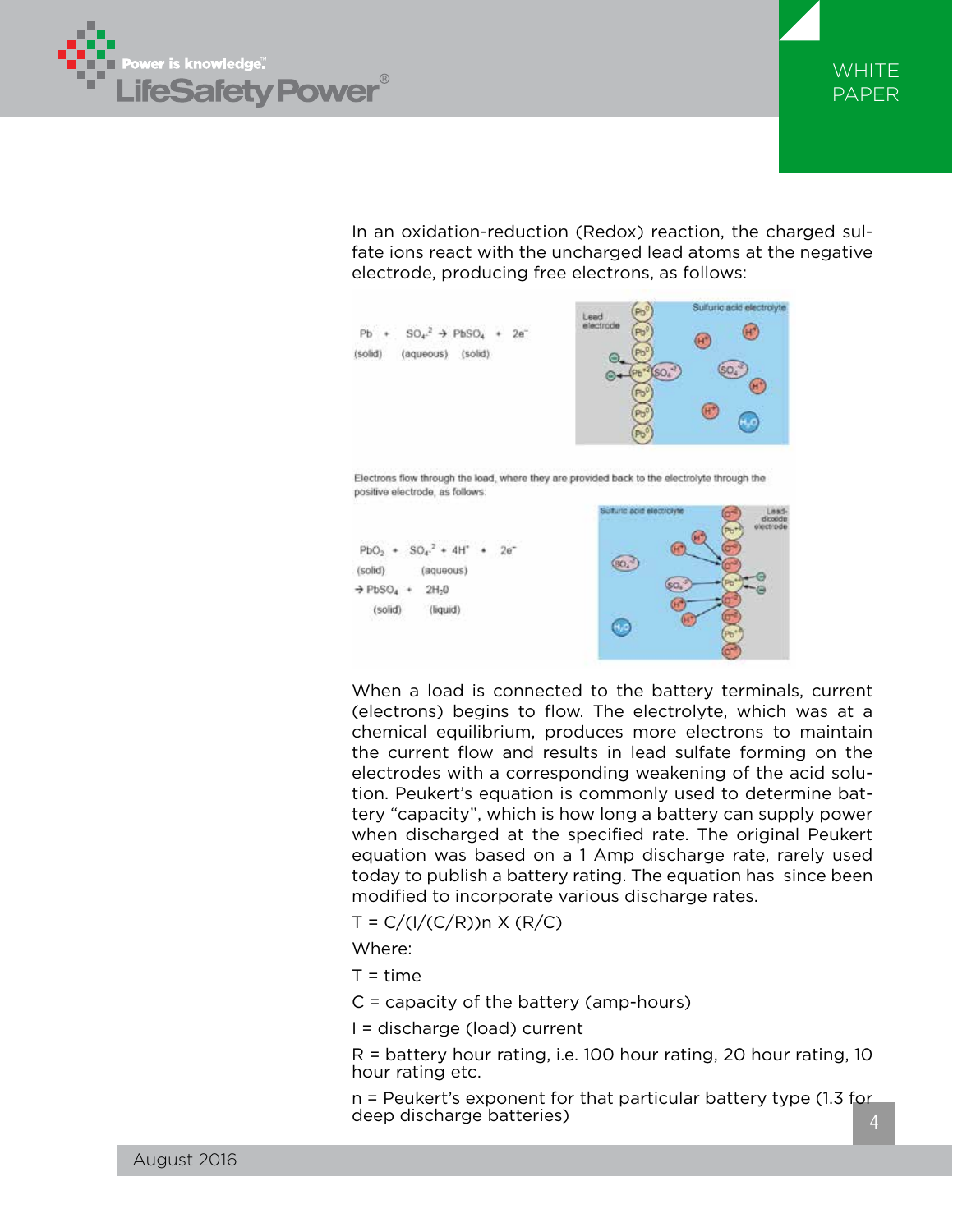In an oxidation-reduction (Redox) reaction, the charged sulfate ions react with the uncharged lead atoms at the negative electrode, producing free electrons, as follows:

$$Pb + SO_4^{-2} \rightarrow PbSO_4 + 2e^-$$

(solid) (aqueous) (solid)

Electrons flow through the load, where they are provided back to the electrolyte through the positive electrode, as follows:

$$PbO_2 + SO_4^{-2} + 4H^+ + 2e^-$$

(solid) (aqueous)

$$\rightarrow PbSO_4 + 2H_2O$$

(solid) (liquid)

When a load is connected to the battery terminals, current (electrons) begins to flow. The electrolyte, which was at a chemical equilibrium, produces more electrons to maintain the current flow and results in lead sulfate forming on the electrodes with a corresponding weakening of the acid solution. Peukert's equation is commonly used to determine battery "capacity", which is how long a battery can supply power when discharged at the specified rate. The original Peukert equation was based on a 1 Amp discharge rate, rarely used today to publish a battery rating. The equation has since been modified to incorporate various discharge rates.

T = C/(I/(C/R))n X (R/C)

Where:

T = time

C = capacity of the battery (amp-hours)

I = discharge (load) current

R = battery hour rating, i.e. 100 hour rating, 20 hour rating, 10 hour rating etc.

n = Peukert's exponent for that particular battery type (1.3 for deep discharge batteries)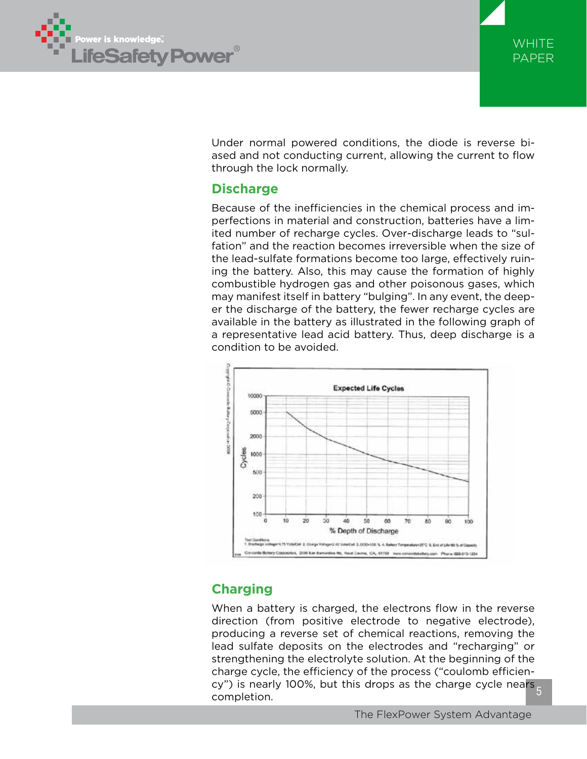Under normal powered conditions, the diode is reverse biased and not conducting current, allowing the current to flow through the lock normally.

## Discharge

Because of the inefficiencies in the chemical process and imperfections in material and construction, batteries have a limited number of recharge cycles. Over-discharge leads to "sulfation" and the reaction becomes irreversible when the size of the lead-sulfate formations become too large, effectively ruining the battery. Also, this may cause the formation of highly combustible hydrogen gas and other poisonous gases, which may manifest itself in battery "bulging". In any event, the deeper the discharge of the battery, the fewer recharge cycles are available in the battery as illustrated in the following graph of a representative lead acid battery. Thus, deep discharge is a condition to be avoided.

## Charging

When a battery is charged, the electrons flow in the reverse direction (from positive electrode to negative electrode), producing a reverse set of chemical reactions, removing the lead sulfate deposits on the electrodes and "recharging" or strengthening the electrolyte solution. At the beginning of the charge cycle, the efficiency of the process ("coulomb efficiency") is nearly 100%, but this drops as the charge cycle nears completion.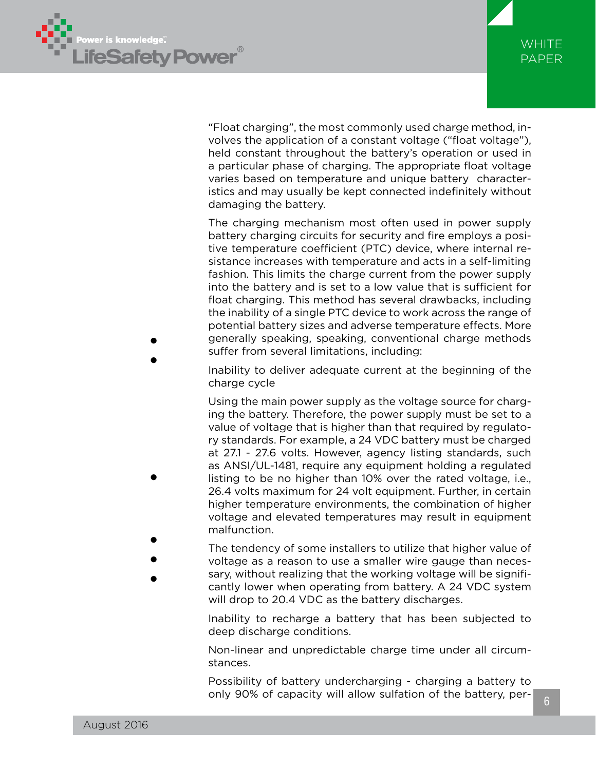"Float charging", the most commonly used charge method, involves the application of a constant voltage ("float voltage"), held constant throughout the battery's operation or used in a particular phase of charging. The appropriate float voltage varies based on temperature and unique battery characteristics and may usually be kept connected indefinitely without damaging the battery.

The charging mechanism most often used in power supply battery charging circuits for security and fire employs a positive temperature coefficient (PTC) device, where internal resistance increases with temperature and acts in a self-limiting fashion. This limits the charge current from the power supply into the battery and is set to a low value that is sufficient for float charging. This method has several drawbacks, including the inability of a single PTC device to work across the range of potential battery sizes and adverse temperature effects. More generally speaking, speaking, conventional charge methods suffer from several limitations, including:

- Inability to deliver adequate current at the beginning of the charge cycle
- Using the main power supply as the voltage source for charging the battery. Therefore, the power supply must be set to a value of voltage that is higher than that required by regulatory standards. For example, a 24 VDC battery must be charged at 27.1 - 27.6 volts. However, agency listing standards, such as ANSI/UL-1481, require any equipment holding a regulated listing to be no higher than 10% over the rated voltage, i.e., 26.4 volts maximum for 24 volt equipment. Further, in certain higher temperature environments, the combination of higher voltage and elevated temperatures may result in equipment malfunction.
- The tendency of some installers to utilize that higher value of voltage as a reason to use a smaller wire gauge than necessary, without realizing that the working voltage will be significantly lower when operating from battery. A 24 VDC system will drop to 20.4 VDC as the battery discharges.
- Inability to recharge a battery that has been subjected to deep discharge conditions.
- Non-linear and unpredictable charge time under all circumstances.
- Possibility of battery undercharging - charging a battery to only 90% of capacity will allow sulfation of the battery, per-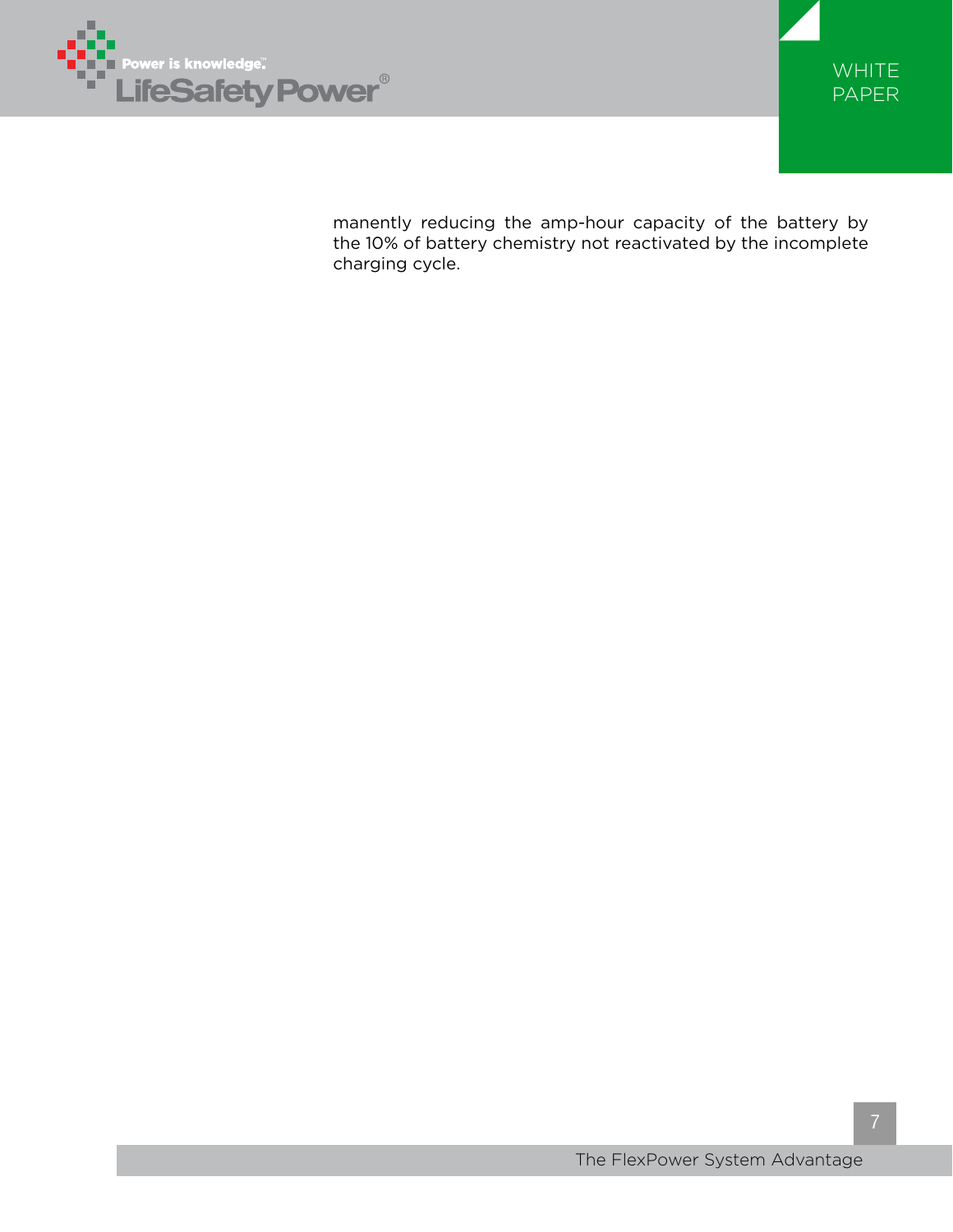manently reducing the amp-hour capacity of the battery by the 10% of battery chemistry not reactivated by the incomplete charging cycle.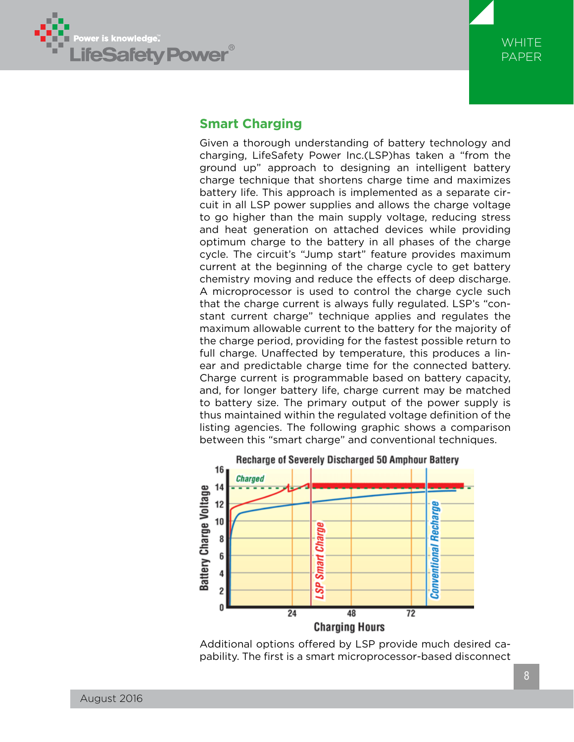## Smart Charging

Given a thorough understanding of battery technology and charging, LifeSafety Power Inc.(LSP)has taken a "from the ground up" approach to designing an intelligent battery charge technique that shortens charge time and maximizes battery life. This approach is implemented as a separate circuit in all LSP power supplies and allows the charge voltage to go higher than the main supply voltage, reducing stress and heat generation on attached devices while providing optimum charge to the battery in all phases of the charge cycle. The circuit's "Jump start" feature provides maximum current at the beginning of the charge cycle to get battery chemistry moving and reduce the effects of deep discharge. A microprocessor is used to control the charge cycle such that the charge current is always fully regulated. LSP's "constant current charge" technique applies and regulates the maximum allowable current to the battery for the majority of the charge period, providing for the fastest possible return to full charge. Unaffected by temperature, this produces a linear and predictable charge time for the connected battery. Charge current is programmable based on battery capacity, and, for longer battery life, charge current may be matched to battery size. The primary output of the power supply is thus maintained within the regulated voltage definition of the listing agencies. The following graphic shows a comparison between this "smart charge" and conventional techniques.

Recharge of Severely Discharged 50 Amphour Battery

Additional options offered by LSP provide much desired capability. The first is a smart microprocessor-based disconnect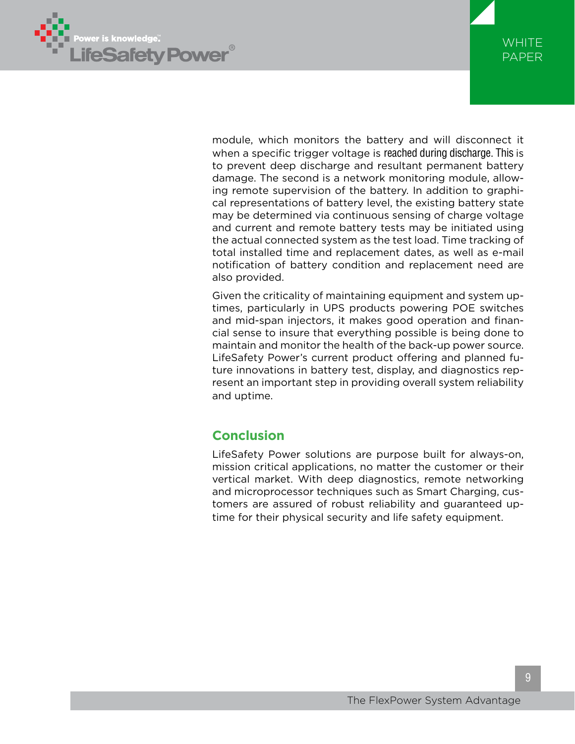module, which monitors the battery and will disconnect it when a specific trigger voltage is reached during discharge. This is to prevent deep discharge and resultant permanent battery damage. The second is a network monitoring module, allowing remote supervision of the battery. In addition to graphical representations of battery level, the existing battery state may be determined via continuous sensing of charge voltage and current and remote battery tests may be initiated using the actual connected system as the test load. Time tracking of total installed time and replacement dates, as well as e-mail notification of battery condition and replacement need are also provided.

Given the criticality of maintaining equipment and system uptimes, particularly in UPS products powering POE switches and mid-span injectors, it makes good operation and financial sense to insure that everything possible is being done to maintain and monitor the health of the back-up power source. LifeSafety Power's current product offering and planned future innovations in battery test, display, and diagnostics represent an important step in providing overall system reliability and uptime.

## Conclusion

LifeSafety Power solutions are purpose built for always-on, mission critical applications, no matter the customer or their vertical market. With deep diagnostics, remote networking and microprocessor techniques such as Smart Charging, customers are assured of robust reliability and guaranteed uptime for their physical security and life safety equipment.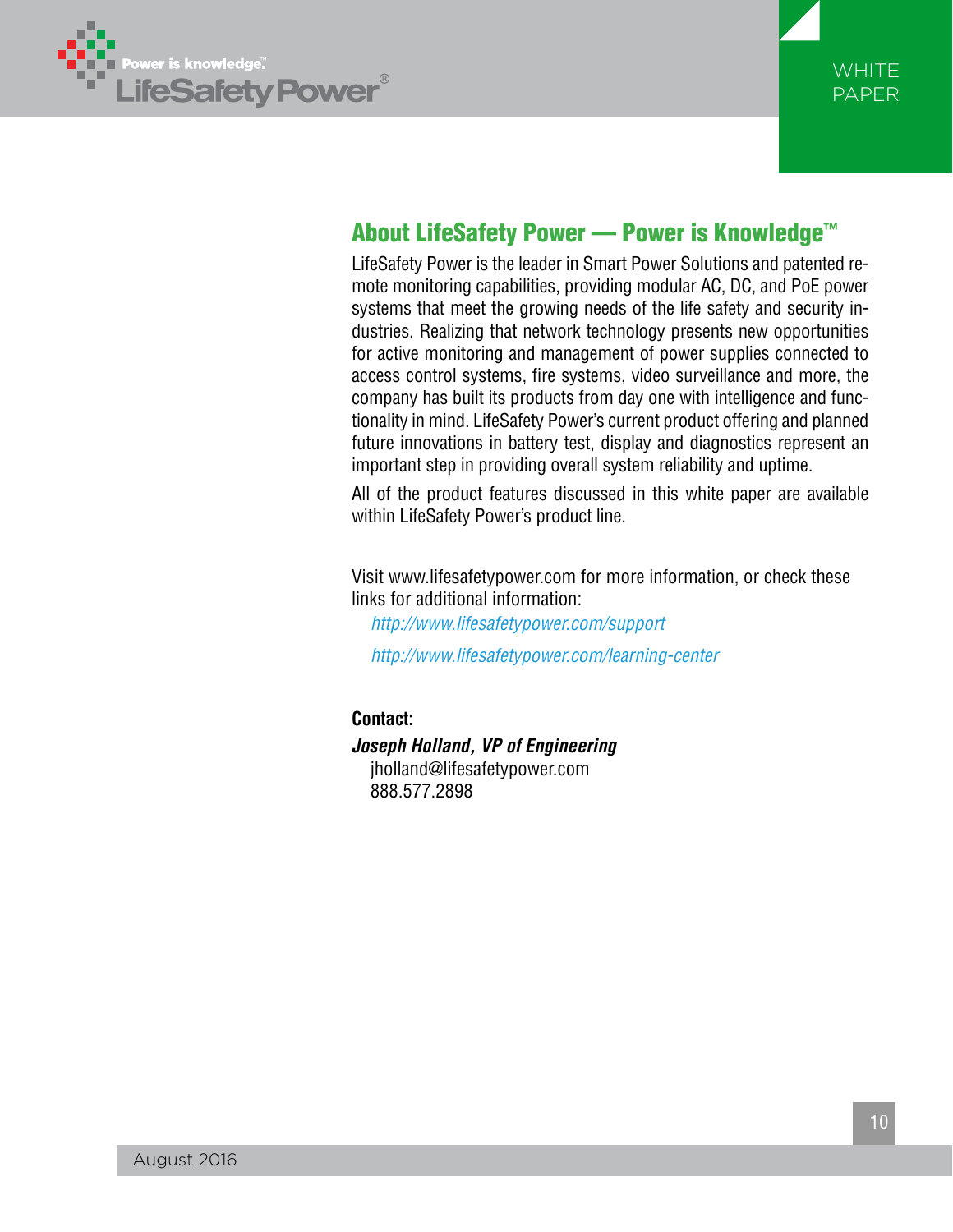## About LifeSafety Power — Power is Knowledge™

LifeSafety Power is the leader in Smart Power Solutions and patented remote monitoring capabilities, providing modular AC, DC, and PoE power systems that meet the growing needs of the life safety and security industries. Realizing that network technology presents new opportunities for active monitoring and management of power supplies connected to access control systems, fire systems, video surveillance and more, the company has built its products from day one with intelligence and functionality in mind. LifeSafety Power's current product offering and planned future innovations in battery test, display and diagnostics represent an important step in providing overall system reliability and uptime.

All of the product features discussed in this white paper are available within LifeSafety Power's product line.

Visit www.lifesafetypower.com for more information, or check these links for additional information:

*http://www.lifesafetypower.com/support*

*http://www.lifesafetypower.com/learning-center*

**Contact:**

***Joseph Holland, VP of Engineering***
jholland@lifesafetypower.com
888.577.2898